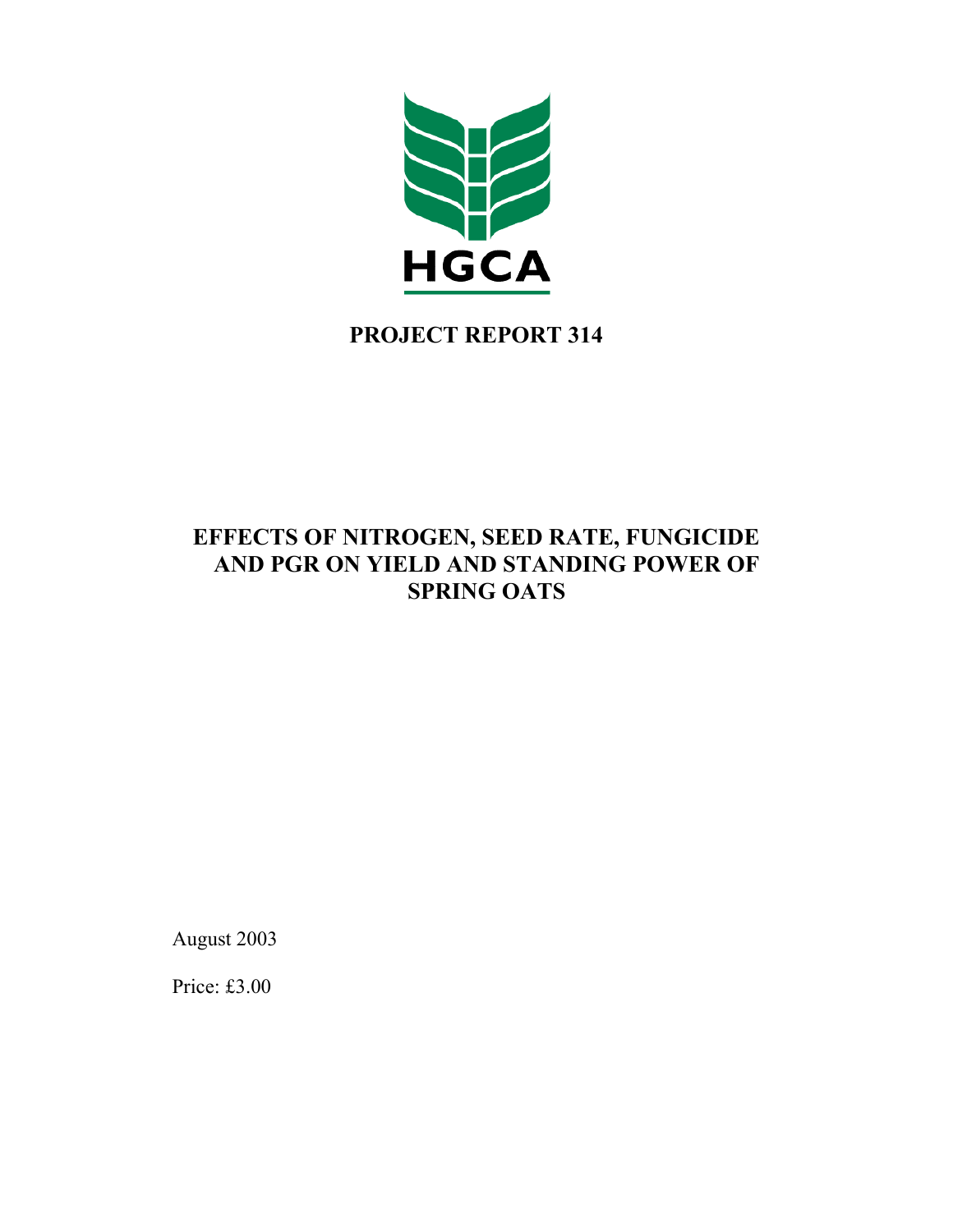HGCA

# PROJECT REPORT 314

## EFFECTS OF NITROGEN, SEED RATE, FUNGICIDE AND PGR ON YIELD AND STANDING POWER OF SPRING OATS

August 2003

Price: £3.00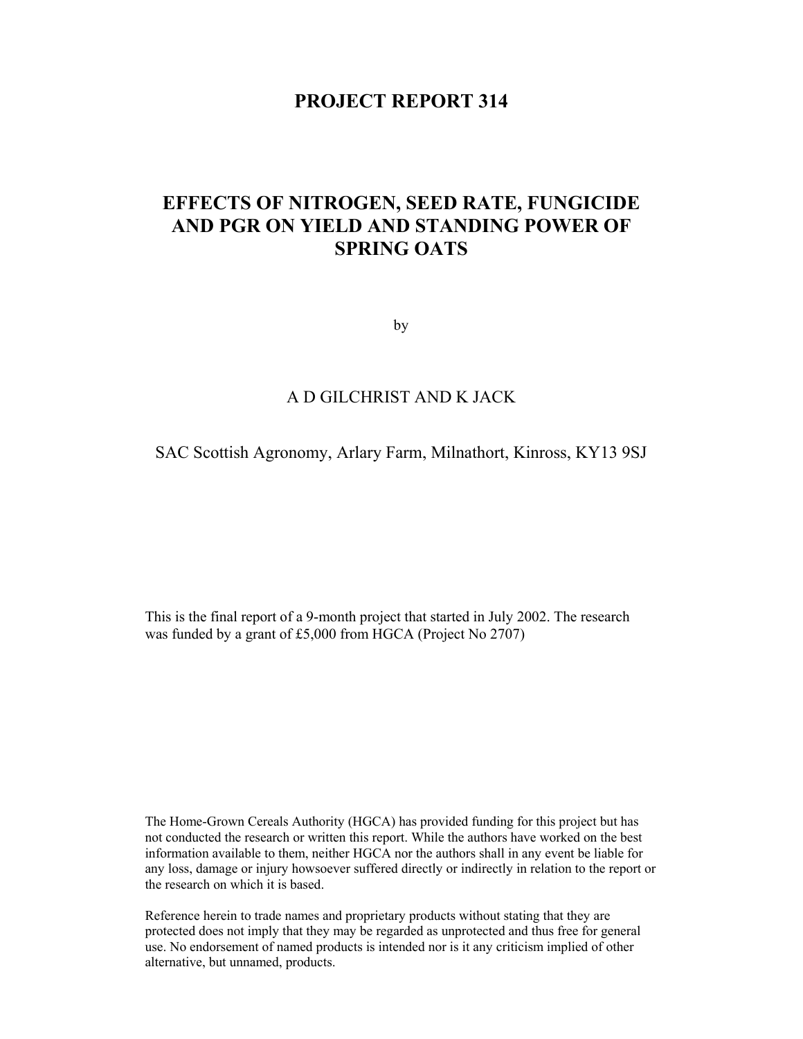# PROJECT REPORT 314

# EFFECTS OF NITROGEN, SEED RATE, FUNGICIDE AND PGR ON YIELD AND STANDING POWER OF SPRING OATS

by

A D GILCHRIST AND K JACK

SAC Scottish Agronomy, Arlary Farm, Milnathort, Kinross, KY13 9SJ

This is the final report of a 9-month project that started in July 2002. The research was funded by a grant of £5,000 from HGCA (Project No 2707)

The Home-Grown Cereals Authority (HGCA) has provided funding for this project but has not conducted the research or written this report. While the authors have worked on the best information available to them, neither HGCA nor the authors shall in any event be liable for any loss, damage or injury howsoever suffered directly or indirectly in relation to the report or the research on which it is based.

Reference herein to trade names and proprietary products without stating that they are protected does not imply that they may be regarded as unprotected and thus free for general use. No endorsement of named products is intended nor is it any criticism implied of other alternative, but unnamed, products.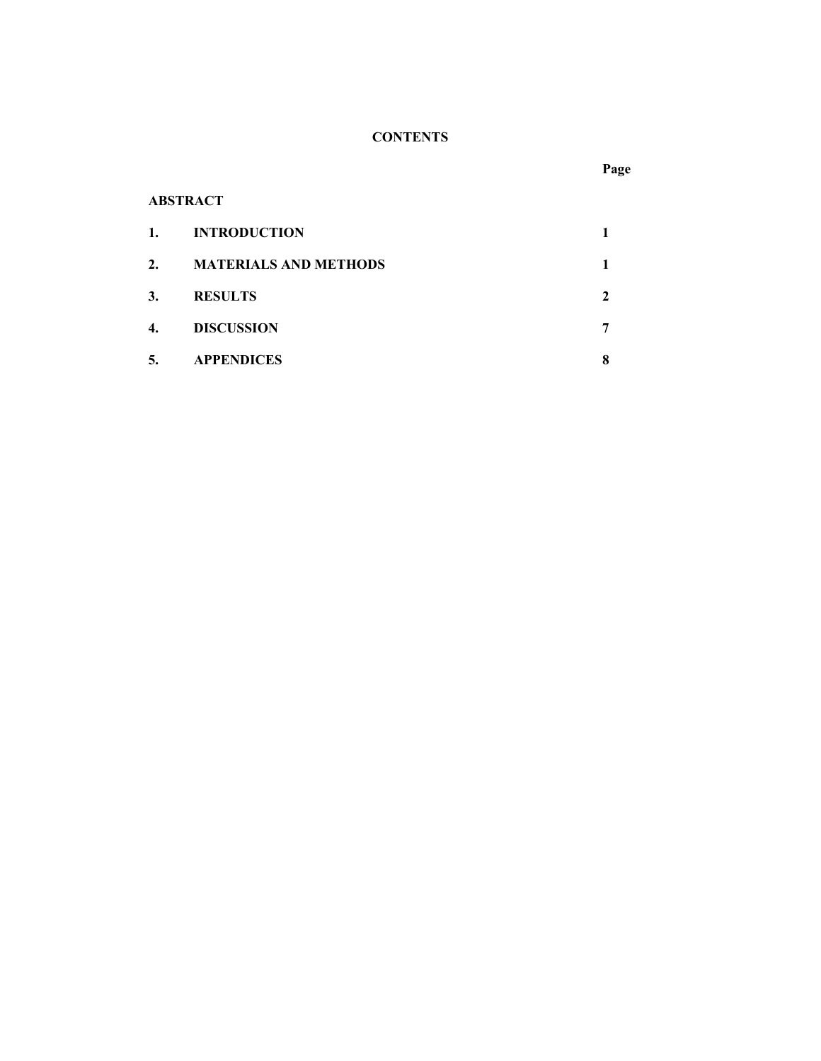## CONTENTS

| | | Page |
|---|---|---|
| **ABSTRACT** | | |
| **1.** | **INTRODUCTION** | **1** |
| **2.** | **MATERIALS AND METHODS** | **1** |
| **3.** | **RESULTS** | **2** |
| **4.** | **DISCUSSION** | **7** |
| **5.** | **APPENDICES** | **8** |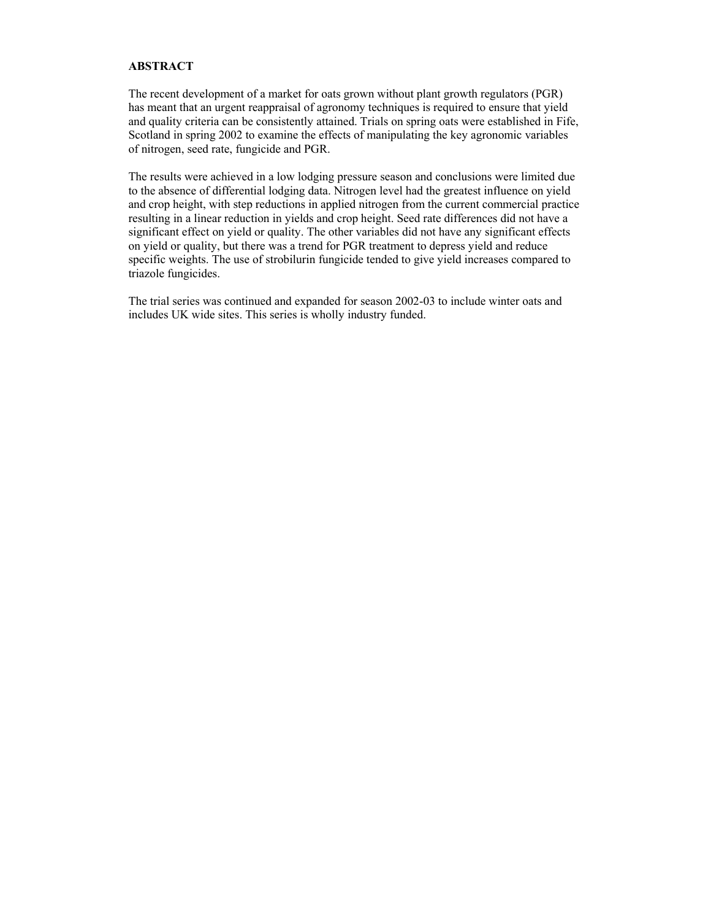# ABSTRACT

The recent development of a market for oats grown without plant growth regulators (PGR) has meant that an urgent reappraisal of agronomy techniques is required to ensure that yield and quality criteria can be consistently attained. Trials on spring oats were established in Fife, Scotland in spring 2002 to examine the effects of manipulating the key agronomic variables of nitrogen, seed rate, fungicide and PGR.

The results were achieved in a low lodging pressure season and conclusions were limited due to the absence of differential lodging data. Nitrogen level had the greatest influence on yield and crop height, with step reductions in applied nitrogen from the current commercial practice resulting in a linear reduction in yields and crop height. Seed rate differences did not have a significant effect on yield or quality. The other variables did not have any significant effects on yield or quality, but there was a trend for PGR treatment to depress yield and reduce specific weights. The use of strobilurin fungicide tended to give yield increases compared to triazole fungicides.

The trial series was continued and expanded for season 2002-03 to include winter oats and includes UK wide sites. This series is wholly industry funded.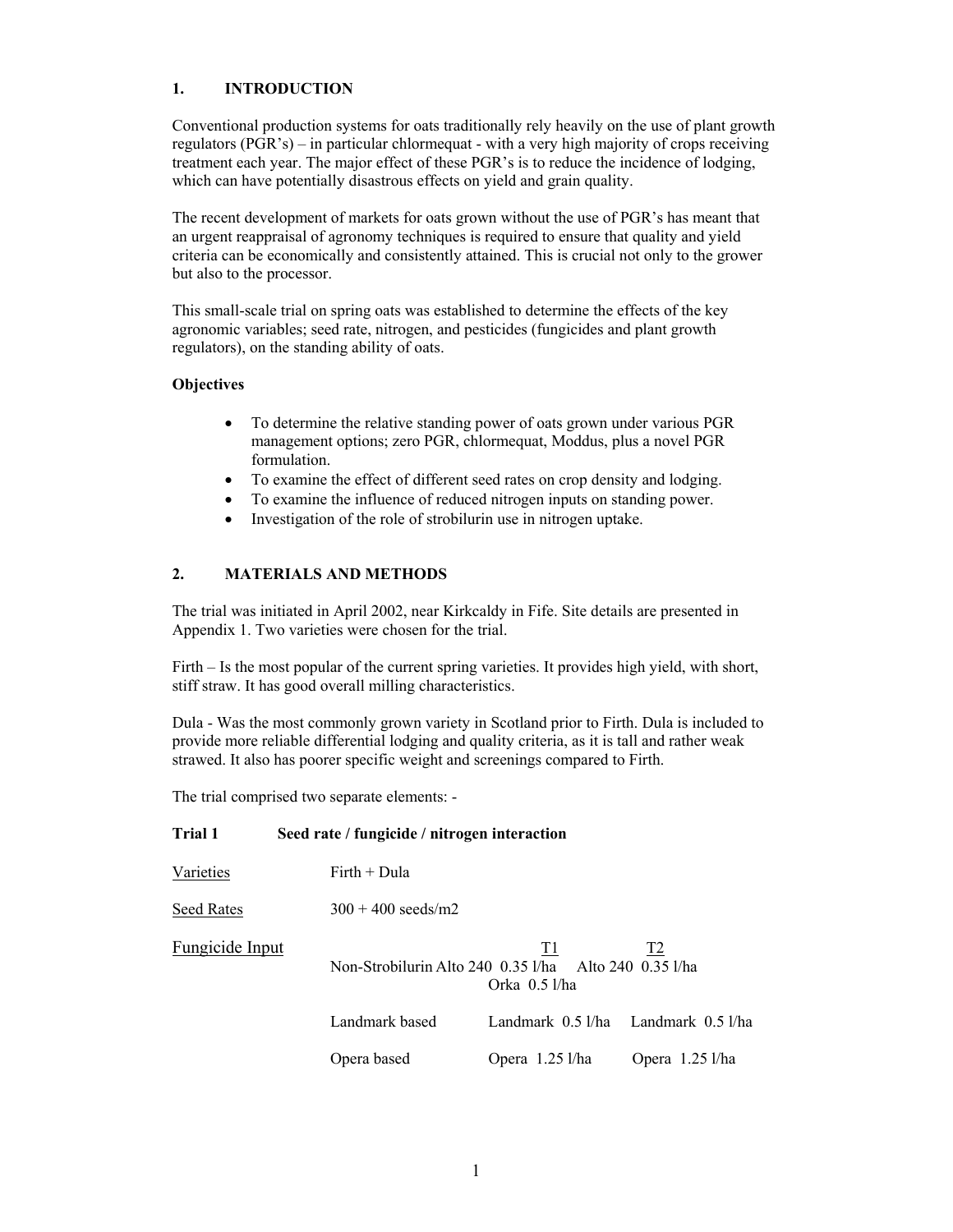## 1. INTRODUCTION

Conventional production systems for oats traditionally rely heavily on the use of plant growth regulators (PGR's) – in particular chlormequat - with a very high majority of crops receiving treatment each year. The major effect of these PGR's is to reduce the incidence of lodging, which can have potentially disastrous effects on yield and grain quality.

The recent development of markets for oats grown without the use of PGR's has meant that an urgent reappraisal of agronomy techniques is required to ensure that quality and yield criteria can be economically and consistently attained. This is crucial not only to the grower but also to the processor.

This small-scale trial on spring oats was established to determine the effects of the key agronomic variables; seed rate, nitrogen, and pesticides (fungicides and plant growth regulators), on the standing ability of oats.

**Objectives**

- To determine the relative standing power of oats grown under various PGR management options; zero PGR, chlormequat, Moddus, plus a novel PGR formulation.
- To examine the effect of different seed rates on crop density and lodging.
- To examine the influence of reduced nitrogen inputs on standing power.
- Investigation of the role of strobilurin use in nitrogen uptake.

## 2. MATERIALS AND METHODS

The trial was initiated in April 2002, near Kirkcaldy in Fife. Site details are presented in Appendix 1. Two varieties were chosen for the trial.

Firth – Is the most popular of the current spring varieties. It provides high yield, with short, stiff straw. It has good overall milling characteristics.

Dula - Was the most commonly grown variety in Scotland prior to Firth. Dula is included to provide more reliable differential lodging and quality criteria, as it is tall and rather weak strawed. It also has poorer specific weight and screenings compared to Firth.

The trial comprised two separate elements: -

**Trial 1 Seed rate / fungicide / nitrogen interaction**

Varieties: Firth + Dula

Seed Rates: 300 + 400 seeds/m2

Fungicide Input:

| | | T1 | T2 |
|---|---|---|---|
| | Non-Strobilurin | Alto 240 0.35 l/ha<br>Orka 0.5 l/ha | Alto 240 0.35 l/ha |
| | Landmark based | Landmark 0.5 l/ha | Landmark 0.5 l/ha |
| | Opera based | Opera 1.25 l/ha | Opera 1.25 l/ha |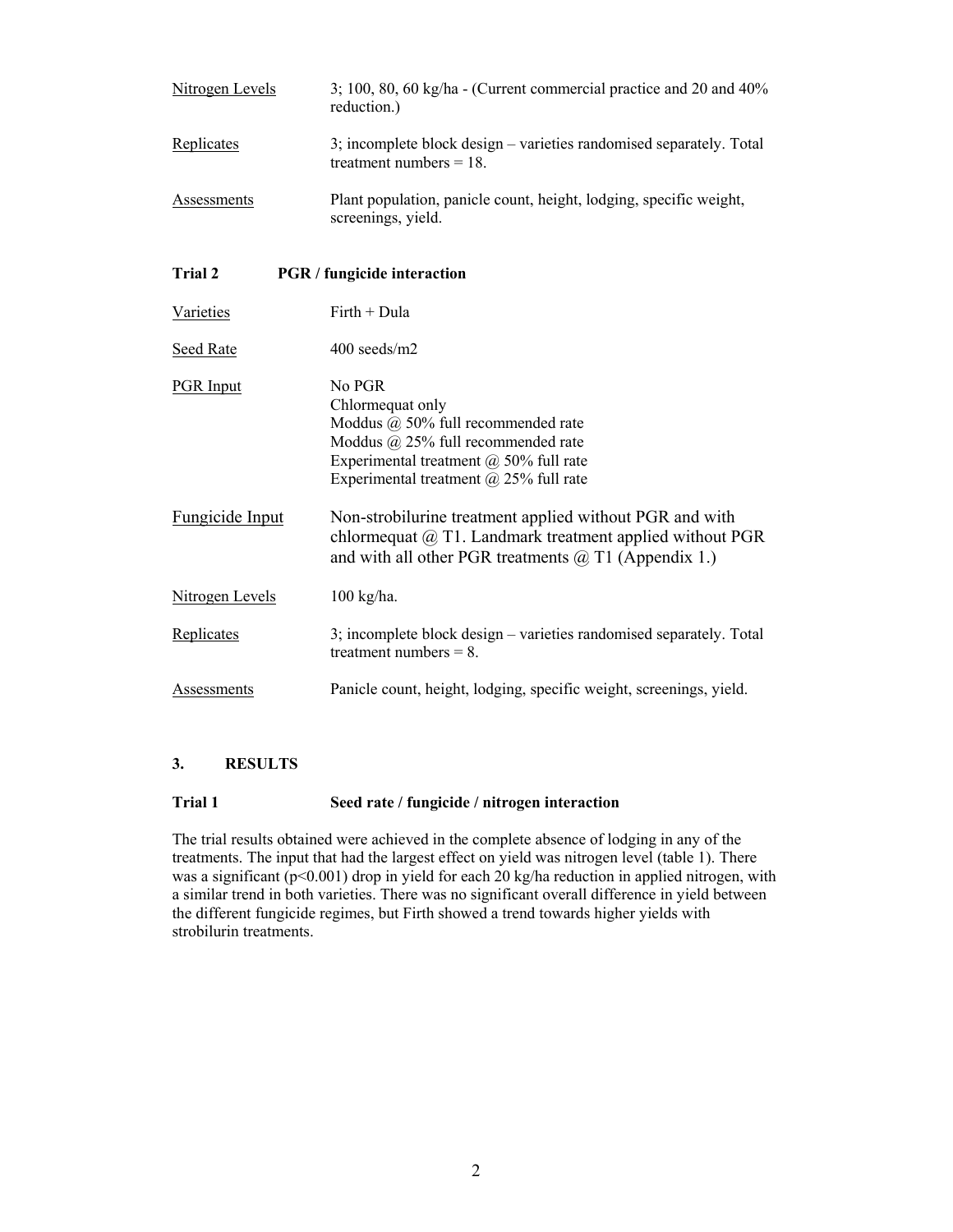| | |
|---|---|
| Nitrogen Levels | 3; 100, 80, 60 kg/ha - (Current commercial practice and 20 and 40% reduction.) |
| Replicates | 3; incomplete block design – varieties randomised separately. Total treatment numbers = 18. |
| Assessments | Plant population, panicle count, height, lodging, specific weight, screenings, yield. |

**Trial 2 PGR / fungicide interaction**

| | |
|---|---|
| Varieties | Firth + Dula |
| Seed Rate | 400 seeds/m2 |
| PGR Input | No PGR<br>Chlormequat only<br>Moddus @ 50% full recommended rate<br>Moddus @ 25% full recommended rate<br>Experimental treatment @ 50% full rate<br>Experimental treatment @ 25% full rate |
| Fungicide Input | Non-strobilurine treatment applied without PGR and with chlormequat @ T1. Landmark treatment applied without PGR and with all other PGR treatments @ T1 (Appendix 1.) |
| Nitrogen Levels | 100 kg/ha. |
| Replicates | 3; incomplete block design – varieties randomised separately. Total treatment numbers = 8. |
| Assessments | Panicle count, height, lodging, specific weight, screenings, yield. |

## 3. RESULTS

**Trial 1 Seed rate / fungicide / nitrogen interaction**

The trial results obtained were achieved in the complete absence of lodging in any of the treatments. The input that had the largest effect on yield was nitrogen level (table 1). There was a significant ($p<0.001$) drop in yield for each 20 kg/ha reduction in applied nitrogen, with a similar trend in both varieties. There was no significant overall difference in yield between the different fungicide regimes, but Firth showed a trend towards higher yields with strobilurin treatments.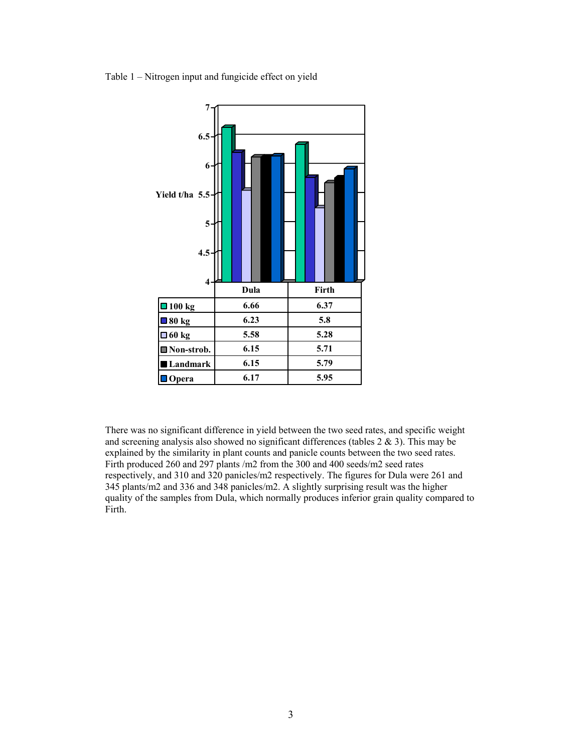Table 1 – Nitrogen input and fungicide effect on yield

| | Dula | Firth |
|---|---|---|
| 100 kg | 6.66 | 6.37 |
| 80 kg | 6.23 | 5.8 |
| 60 kg | 5.58 | 5.28 |
| Non-strob. | 6.15 | 5.71 |
| Landmark | 6.15 | 5.79 |
| Opera | 6.17 | 5.95 |

There was no significant difference in yield between the two seed rates, and specific weight and screening analysis also showed no significant differences (tables 2 & 3). This may be explained by the similarity in plant counts and panicle counts between the two seed rates. Firth produced 260 and 297 plants /m2 from the 300 and 400 seeds/m2 seed rates respectively, and 310 and 320 panicles/m2 respectively. The figures for Dula were 261 and 345 plants/m2 and 336 and 348 panicles/m2. A slightly surprising result was the higher quality of the samples from Dula, which normally produces inferior grain quality compared to Firth.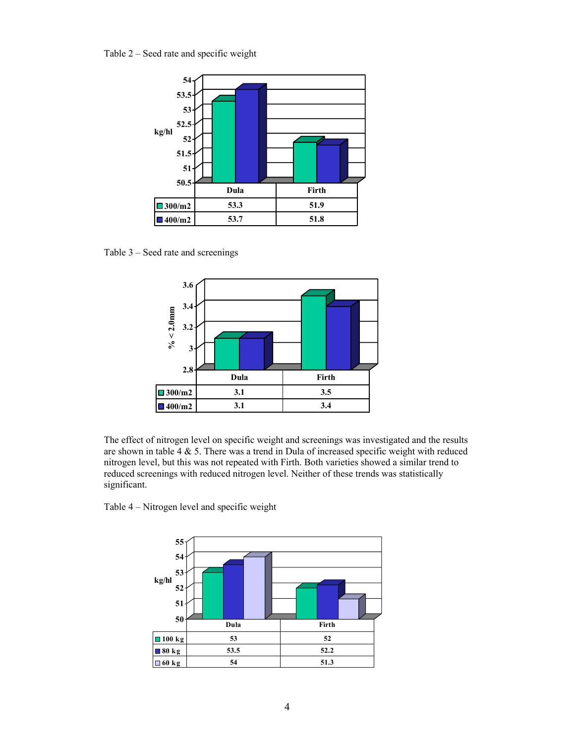Table 2 – Seed rate and specific weight

| | Dula | Firth |
|---|---|---|
| 300/m2 | 53.3 | 51.9 |
| 400/m2 | 53.7 | 51.8 |

Table 3 – Seed rate and screenings

| | Dula | Firth |
|---|---|---|
| 300/m2 | 3.1 | 3.5 |
| 400/m2 | 3.1 | 3.4 |

The effect of nitrogen level on specific weight and screenings was investigated and the results are shown in table 4 & 5. There was a trend in Dula of increased specific weight with reduced nitrogen level, but this was not repeated with Firth. Both varieties showed a similar trend to reduced screenings with reduced nitrogen level. Neither of these trends was statistically significant.

Table 4 – Nitrogen level and specific weight

| | Dula | Firth |
|---|---|---|
| 100 kg | 53 | 52 |
| 80 kg | 53.5 | 52.2 |
| 60 kg | 54 | 51.3 |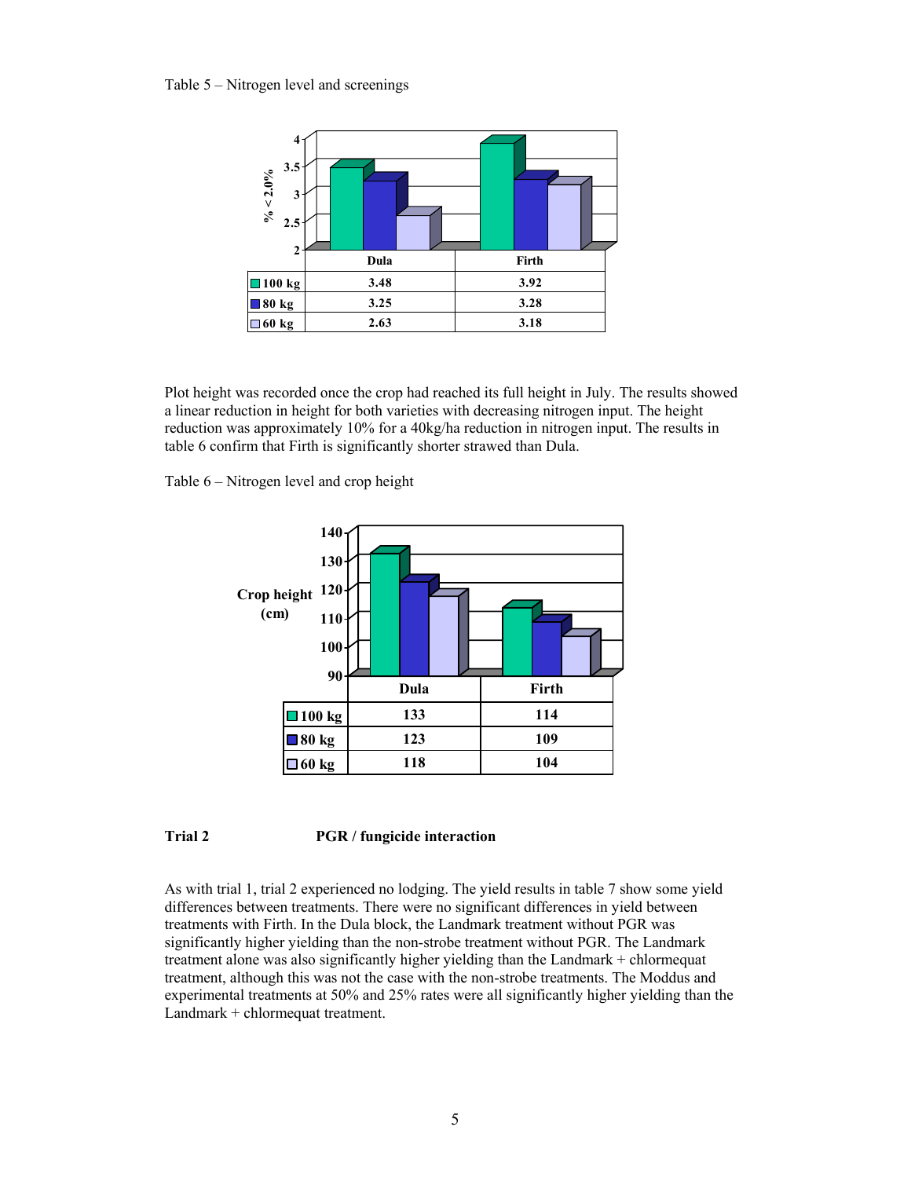Table 5 – Nitrogen level and screenings

| | Dula | Firth |
|---|---|---|
| 100 kg | 3.48 | 3.92 |
| 80 kg | 3.25 | 3.28 |
| 60 kg | 2.63 | 3.18 |

Plot height was recorded once the crop had reached its full height in July. The results showed a linear reduction in height for both varieties with decreasing nitrogen input. The height reduction was approximately 10% for a 40kg/ha reduction in nitrogen input. The results in table 6 confirm that Firth is significantly shorter strawed than Dula.

Table 6 – Nitrogen level and crop height

| | Dula | Firth |
|---|---|---|
| 100 kg | 133 | 114 |
| 80 kg | 123 | 109 |
| 60 kg | 118 | 104 |

**Trial 2 PGR / fungicide interaction**

As with trial 1, trial 2 experienced no lodging. The yield results in table 7 show some yield differences between treatments. There were no significant differences in yield between treatments with Firth. In the Dula block, the Landmark treatment without PGR was significantly higher yielding than the non-strobe treatment without PGR. The Landmark treatment alone was also significantly higher yielding than the Landmark + chlormequat treatment, although this was not the case with the non-strobe treatments. The Moddus and experimental treatments at 50% and 25% rates were all significantly higher yielding than the Landmark + chlormequat treatment.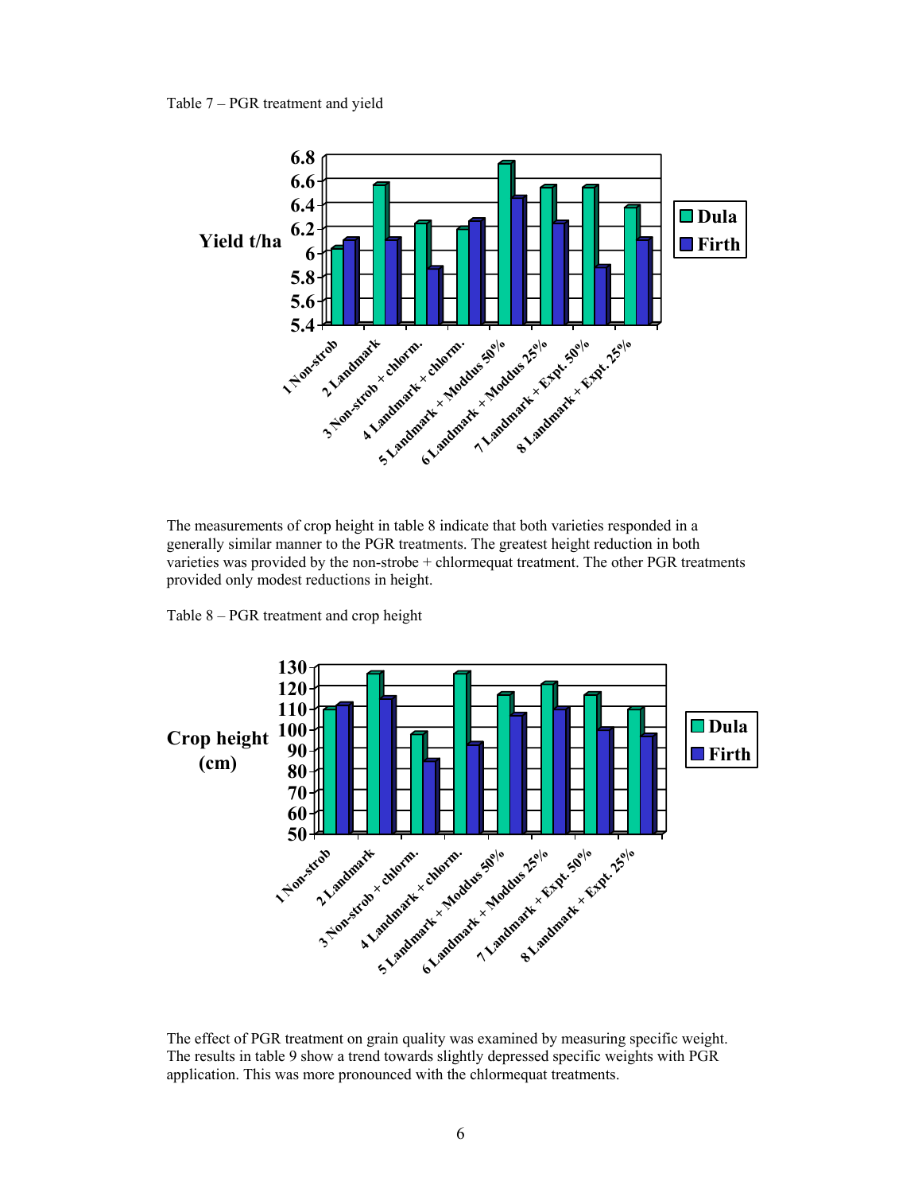Table 7 – PGR treatment and yield

The measurements of crop height in table 8 indicate that both varieties responded in a generally similar manner to the PGR treatments. The greatest height reduction in both varieties was provided by the non-strobe + chlormequat treatment. The other PGR treatments provided only modest reductions in height.

Table 8 – PGR treatment and crop height

The effect of PGR treatment on grain quality was examined by measuring specific weight. The results in table 9 show a trend towards slightly depressed specific weights with PGR application. This was more pronounced with the chlormequat treatments.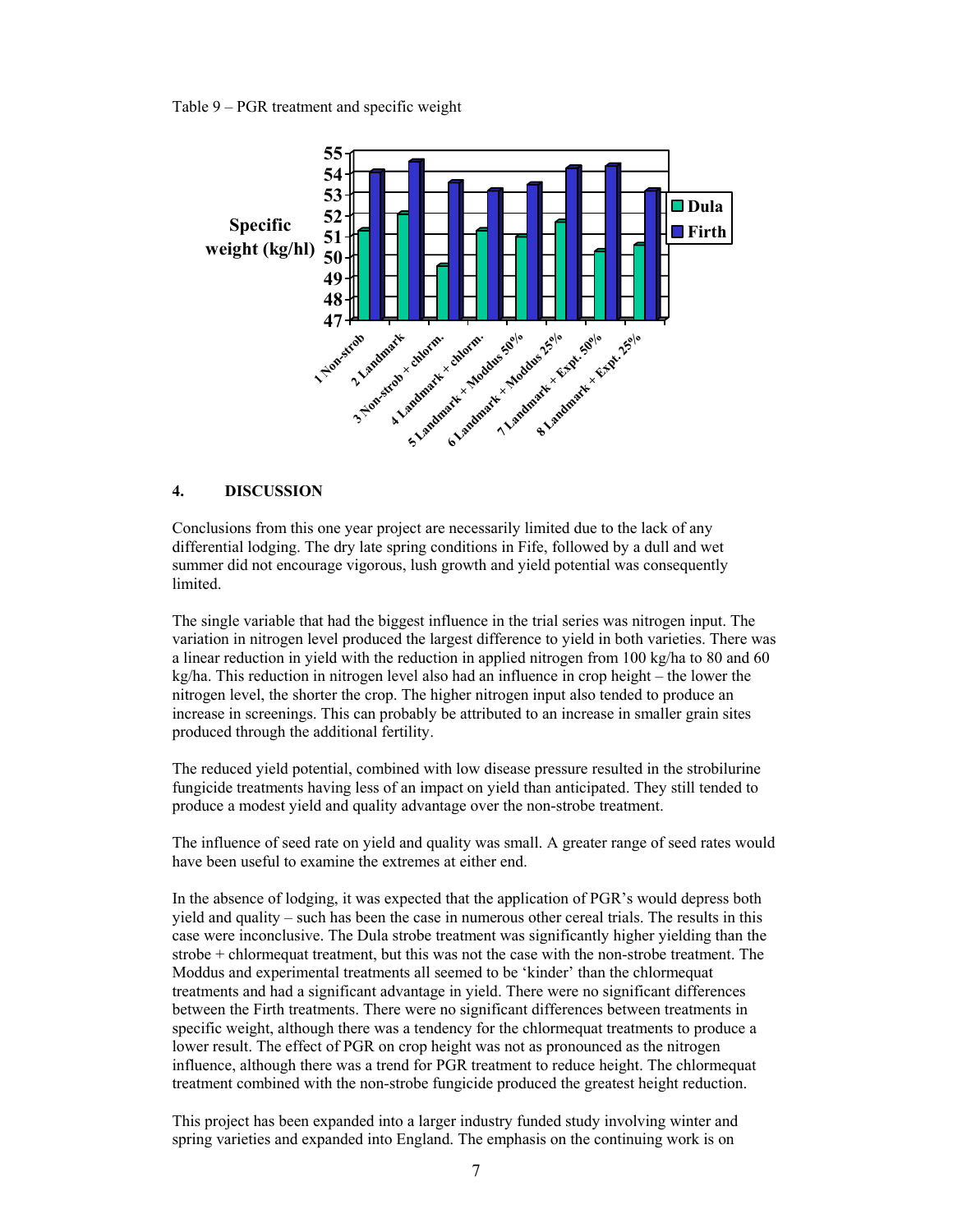Table 9 – PGR treatment and specific weight

## 4. DISCUSSION

Conclusions from this one year project are necessarily limited due to the lack of any differential lodging. The dry late spring conditions in Fife, followed by a dull and wet summer did not encourage vigorous, lush growth and yield potential was consequently limited.

The single variable that had the biggest influence in the trial series was nitrogen input. The variation in nitrogen level produced the largest difference to yield in both varieties. There was a linear reduction in yield with the reduction in applied nitrogen from 100 kg/ha to 80 and 60 kg/ha. This reduction in nitrogen level also had an influence in crop height – the lower the nitrogen level, the shorter the crop. The higher nitrogen input also tended to produce an increase in screenings. This can probably be attributed to an increase in smaller grain sites produced through the additional fertility.

The reduced yield potential, combined with low disease pressure resulted in the strobilurine fungicide treatments having less of an impact on yield than anticipated. They still tended to produce a modest yield and quality advantage over the non-strobe treatment.

The influence of seed rate on yield and quality was small. A greater range of seed rates would have been useful to examine the extremes at either end.

In the absence of lodging, it was expected that the application of PGR's would depress both yield and quality – such has been the case in numerous other cereal trials. The results in this case were inconclusive. The Dula strobe treatment was significantly higher yielding than the strobe + chlormequat treatment, but this was not the case with the non-strobe treatment. The Moddus and experimental treatments all seemed to be 'kinder' than the chlormequat treatments and had a significant advantage in yield. There were no significant differences between the Firth treatments. There were no significant differences between treatments in specific weight, although there was a tendency for the chlormequat treatments to produce a lower result. The effect of PGR on crop height was not as pronounced as the nitrogen influence, although there was a trend for PGR treatment to reduce height. The chlormequat treatment combined with the non-strobe fungicide produced the greatest height reduction.

This project has been expanded into a larger industry funded study involving winter and spring varieties and expanded into England. The emphasis on the continuing work is on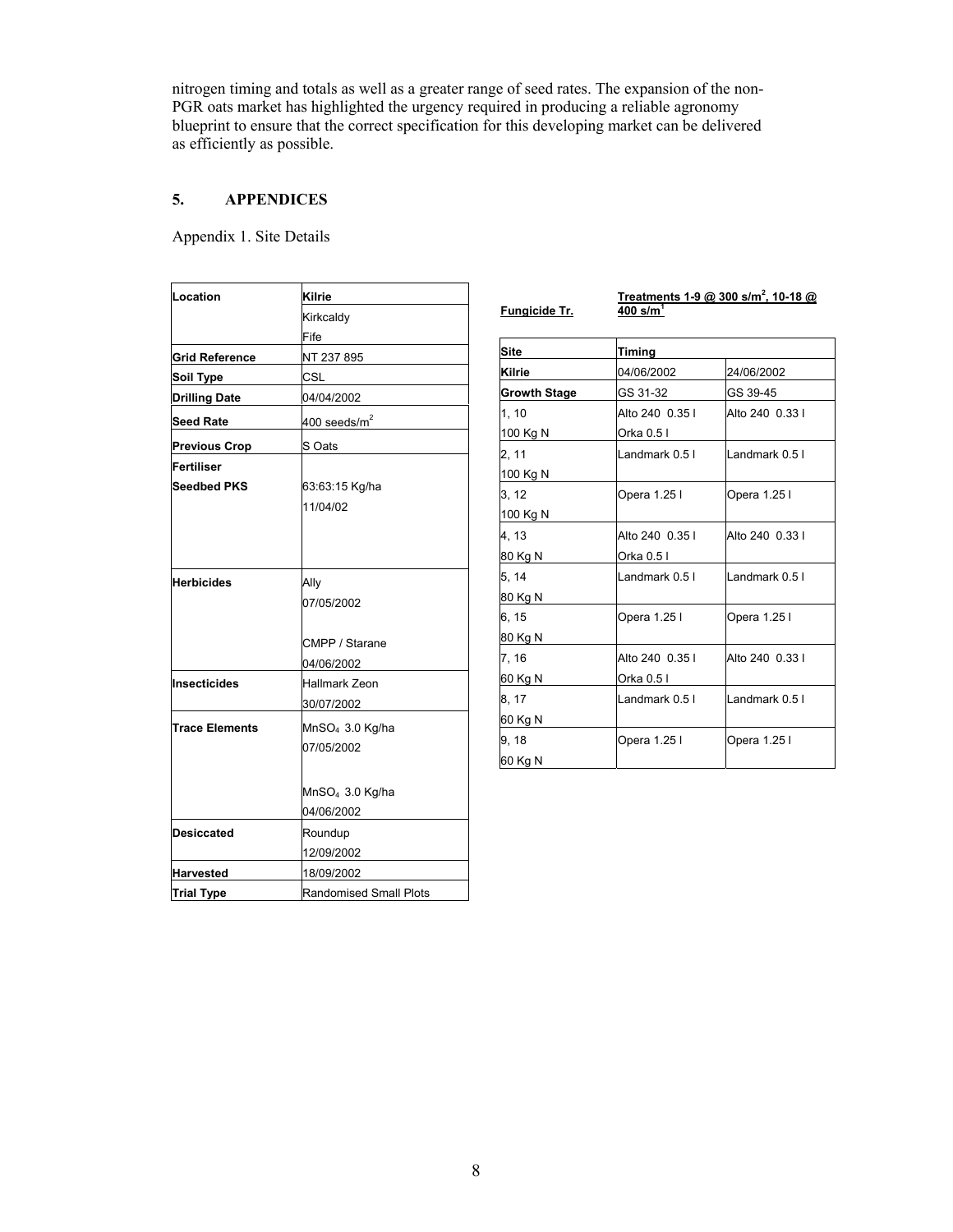nitrogen timing and totals as well as a greater range of seed rates. The expansion of the non-PGR oats market has highlighted the urgency required in producing a reliable agronomy blueprint to ensure that the correct specification for this developing market can be delivered as efficiently as possible.

## 5. APPENDICES

Appendix 1. Site Details

| **Location** | **Kilrie** |
|---|---|
| | Kirkcaldy |
| | Fife |
| **Grid Reference** | NT 237 895 |
| **Soil Type** | CSL |
| **Drilling Date** | 04/04/2002 |
| **Seed Rate** | 400 seeds/m$^2$ |
| **Previous Crop** | S Oats |
| **Fertiliser** | |
| **Seedbed PKS** | 63:63:15 Kg/ha |
| | 11/04/02 |
| **Herbicides** | Ally |
| | 07/05/2002 |
| | CMPP / Starane |
| | 04/06/2002 |
| **Insecticides** | Hallmark Zeon |
| | 30/07/2002 |
| **Trace Elements** | $MnSO_4$ 3.0 Kg/ha |
| | 07/05/2002 |
| | $MnSO_4$ 3.0 Kg/ha |
| | 04/06/2002 |
| **Desiccated** | Roundup |
| | 12/09/2002 |
| **Harvested** | 18/09/2002 |
| **Trial Type** | Randomised Small Plots |

**Fungicide Tr.** — **Treatments 1-9 @ 300 s/m$^2$, 10-18 @ 400 s/m$^1$**

| **Site** | **Timing** | |
|---|---|---|
| **Kilrie** | 04/06/2002 | 24/06/2002 |
| **Growth Stage** | GS 31-32 | GS 39-45 |
| 1, 10<br>100 Kg N | Alto 240 0.35 l<br>Orka 0.5 l | Alto 240 0.33 l |
| 2, 11<br>100 Kg N | Landmark 0.5 l | Landmark 0.5 l |
| 3, 12<br>100 Kg N | Opera 1.25 l | Opera 1.25 l |
| 4, 13<br>80 Kg N | Alto 240 0.35 l<br>Orka 0.5 l | Alto 240 0.33 l |
| 5, 14<br>80 Kg N | Landmark 0.5 l | Landmark 0.5 l |
| 6, 15<br>80 Kg N | Opera 1.25 l | Opera 1.25 l |
| 7, 16<br>60 Kg N | Alto 240 0.35 l<br>Orka 0.5 l | Alto 240 0.33 l |
| 8, 17<br>60 Kg N | Landmark 0.5 l | Landmark 0.5 l |
| 9, 18<br>60 Kg N | Opera 1.25 l | Opera 1.25 l |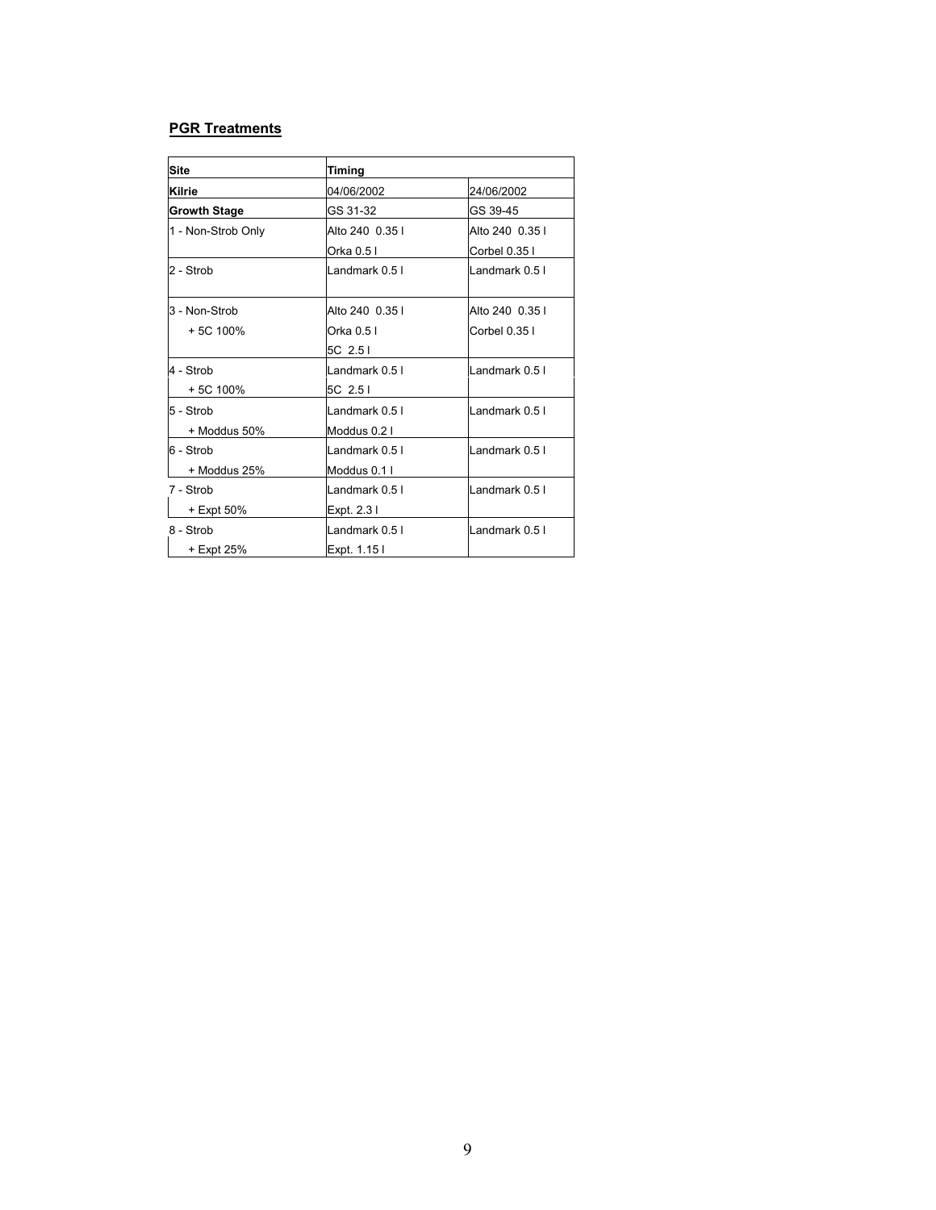## PGR Treatments

| Site | Timing | |
|---|---|---|
| **Kilrie** | 04/06/2002 | 24/06/2002 |
| **Growth Stage** | GS 31-32 | GS 39-45 |
| 1 - Non-Strob Only | Alto 240 0.35 l<br>Orka 0.5 l | Alto 240 0.35 l<br>Corbel 0.35 l |
| 2 - Strob | Landmark 0.5 l | Landmark 0.5 l |
| 3 - Non-Strob<br>+ 5C 100% | Alto 240 0.35 l<br>Orka 0.5 l<br>5C 2.5 l | Alto 240 0.35 l<br>Corbel 0.35 l |
| 4 - Strob<br>+ 5C 100% | Landmark 0.5 l<br>5C 2.5 l | Landmark 0.5 l |
| 5 - Strob<br>+ Moddus 50% | Landmark 0.5 l<br>Moddus 0.2 l | Landmark 0.5 l |
| 6 - Strob<br>+ Moddus 25% | Landmark 0.5 l<br>Moddus 0.1 l | Landmark 0.5 l |
| 7 - Strob<br>+ Expt 50% | Landmark 0.5 l<br>Expt. 2.3 l | Landmark 0.5 l |
| 8 - Strob<br>+ Expt 25% | Landmark 0.5 l<br>Expt. 1.15 l | Landmark 0.5 l |